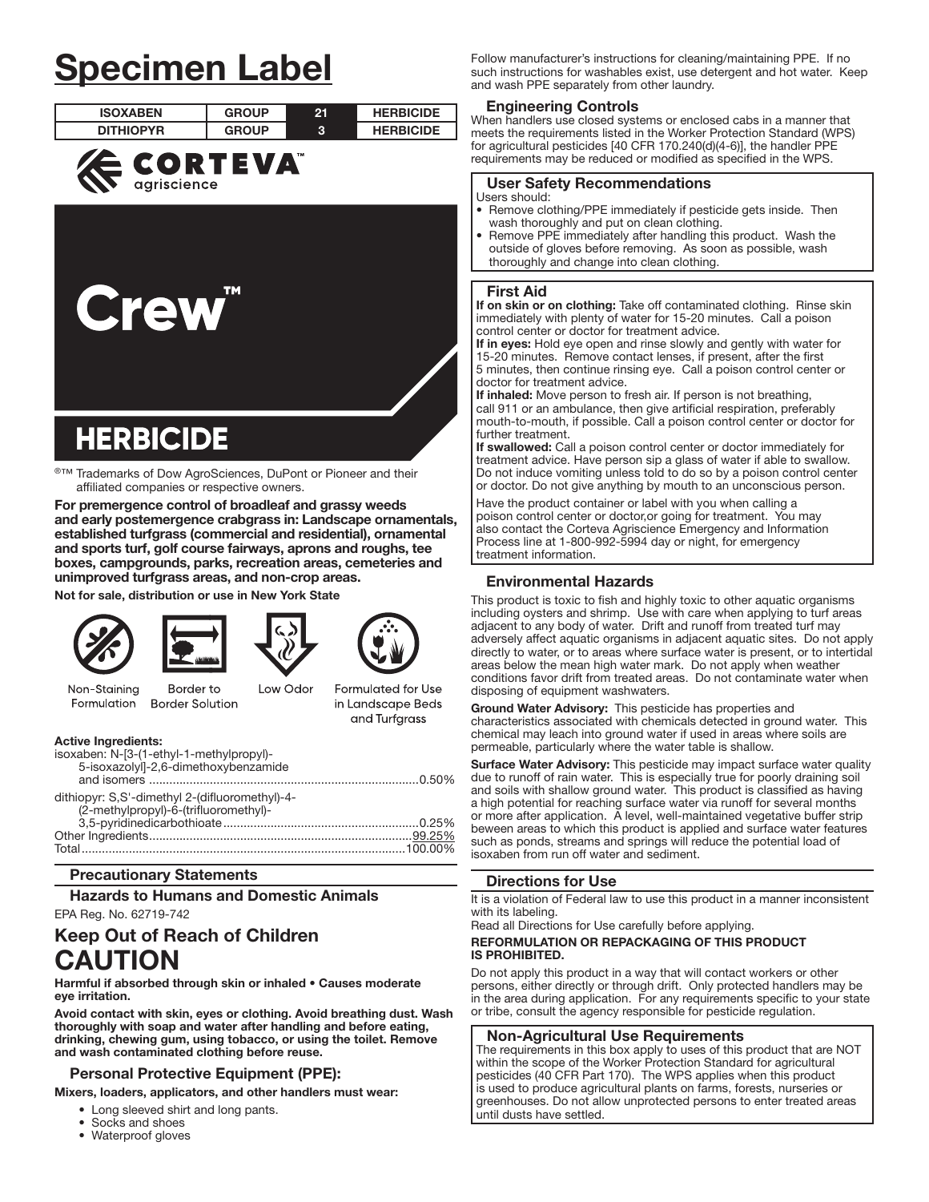# Specimen Label

| ISOXABEN | GROUP | 21 | HERBICIDE |
| --- | --- | --- | --- |
| DITHIOPYR | GROUP | 3 | HERBICIDE |

CORTEVA™ agriscience

# Crew™

## HERBICIDE

®™ Trademarks of Dow AgroSciences, DuPont or Pioneer and their affiliated companies or respective owners.

**For premergence control of broadleaf and grassy weeds and early postemergence crabgrass in: Landscape ornamentals, established turfgrass (commercial and residential), ornamental and sports turf, golf course fairways, aprons and roughs, tee boxes, campgrounds, parks, recreation areas, cemeteries and unimproved turfgrass areas, and non-crop areas.**

**Not for sale, distribution or use in New York State**

Non-Staining Formulation | Border to Border Solution | Low Odor | Formulated for Use in Landscape Beds and Turfgrass

**Active Ingredients:**

| | |
| --- | --- |
| isoxaben: N-[3-(1-ethyl-1-methylpropyl)-5-isoxazolyl]-2,6-dimethoxybenzamide and isomers | 0.50% |
| dithiopyr: S,S'-dimethyl 2-(difluoromethyl)-4-(2-methylpropyl)-6-(trifluoromethyl)-3,5-pyridinedicarbothioate | 0.25% |
| Other Ingredients | 99.25% |
| Total | 100.00% |

## Precautionary Statements

### Hazards to Humans and Domestic Animals

EPA Reg. No. 62719-742

## Keep Out of Reach of Children

# CAUTION

**Harmful if absorbed through skin or inhaled • Causes moderate eye irritation.**

**Avoid contact with skin, eyes or clothing. Avoid breathing dust. Wash thoroughly with soap and water after handling and before eating, drinking, chewing gum, using tobacco, or using the toilet. Remove and wash contaminated clothing before reuse.**

### Personal Protective Equipment (PPE):

**Mixers, loaders, applicators, and other handlers must wear:**

- Long sleeved shirt and long pants.
- Socks and shoes
- Waterproof gloves

Follow manufacturer's instructions for cleaning/maintaining PPE. If no such instructions for washables exist, use detergent and hot water. Keep and wash PPE separately from other laundry.

### Engineering Controls

When handlers use closed systems or enclosed cabs in a manner that meets the requirements listed in the Worker Protection Standard (WPS) for agricultural pesticides [40 CFR 170.240(d)(4-6)], the handler PPE requirements may be reduced or modified as specified in the WPS.

### User Safety Recommendations

Users should:

- Remove clothing/PPE immediately if pesticide gets inside. Then wash thoroughly and put on clean clothing.
- Remove PPE immediately after handling this product. Wash the outside of gloves before removing. As soon as possible, wash thoroughly and change into clean clothing.

### First Aid

**If on skin or on clothing:** Take off contaminated clothing. Rinse skin immediately with plenty of water for 15-20 minutes. Call a poison control center or doctor for treatment advice.

**If in eyes:** Hold eye open and rinse slowly and gently with water for 15-20 minutes. Remove contact lenses, if present, after the first 5 minutes, then continue rinsing eye. Call a poison control center or doctor for treatment advice.

**If inhaled:** Move person to fresh air. If person is not breathing, call 911 or an ambulance, then give artificial respiration, preferably mouth-to-mouth, if possible. Call a poison control center or doctor for further treatment.

**If swallowed:** Call a poison control center or doctor immediately for treatment advice. Have person sip a glass of water if able to swallow. Do not induce vomiting unless told to do so by a poison control center or doctor. Do not give anything by mouth to an unconscious person.

Have the product container or label with you when calling a poison control center or doctor,or going for treatment. You may also contact the Corteva Agriscience Emergency and Information Process line at 1-800-992-5994 day or night, for emergency treatment information.

### Environmental Hazards

This product is toxic to fish and highly toxic to other aquatic organisms including oysters and shrimp. Use with care when applying to turf areas adjacent to any body of water. Drift and runoff from treated turf may adversely affect aquatic organisms in adjacent aquatic sites. Do not apply directly to water, or to areas where surface water is present, or to intertidal areas below the mean high water mark. Do not apply when weather conditions favor drift from treated areas. Do not contaminate water when disposing of equipment washwaters.

**Ground Water Advisory:** This pesticide has properties and characteristics associated with chemicals detected in ground water. This chemical may leach into ground water if used in areas where soils are permeable, particularly where the water table is shallow.

**Surface Water Advisory:** This pesticide may impact surface water quality due to runoff of rain water. This is especially true for poorly draining soil and soils with shallow ground water. This product is classified as having a high potential for reaching surface water via runoff for several months or more after application. A level, well-maintained vegetative buffer strip beween areas to which this product is applied and surface water features such as ponds, streams and springs will reduce the potential load of isoxaben from run off water and sediment.

### Directions for Use

It is a violation of Federal law to use this product in a manner inconsistent with its labeling.

Read all Directions for Use carefully before applying.

**REFORMULATION OR REPACKAGING OF THIS PRODUCT IS PROHIBITED.**

Do not apply this product in a way that will contact workers or other persons, either directly or through drift. Only protected handlers may be in the area during application. For any requirements specific to your state or tribe, consult the agency responsible for pesticide regulation.

### Non-Agricultural Use Requirements

The requirements in this box apply to uses of this product that are NOT within the scope of the Worker Protection Standard for agricultural pesticides (40 CFR Part 170). The WPS applies when this product is used to produce agricultural plants on farms, forests, nurseries or greenhouses. Do not allow unprotected persons to enter treated areas until dusts have settled.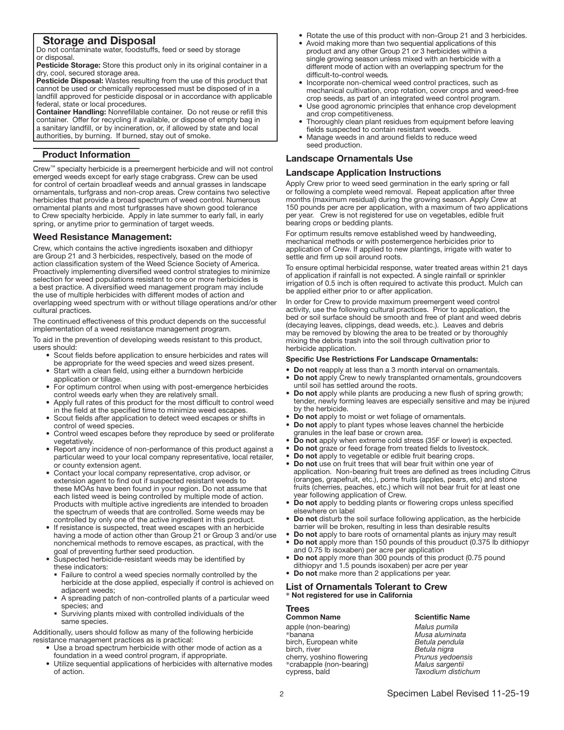## Storage and Disposal

Do not contaminate water, foodstuffs, feed or seed by storage or disposal.

**Pesticide Storage:** Store this product only in its original container in a dry, cool, secured storage area.

**Pesticide Disposal:** Wastes resulting from the use of this product that cannot be used or chemically reprocessed must be disposed of in a landfill approved for pesticide disposal or in accordance with applicable federal, state or local procedures.

**Container Handling:** Nonrefillable container. Do not reuse or refill this container. Offer for recycling if available, or dispose of empty bag in a sanitary landfill, or by incineration, or, if allowed by state and local authorities, by burning. If burned, stay out of smoke.

## Product Information

Crew™ specialty herbicide is a preemergent herbicide and will not control emerged weeds except for early stage crabgrass. Crew can be used for control of certain broadleaf weeds and annual grasses in landscape ornamentals, turfgrass and non-crop areas. Crew contains two selective herbicides that provide a broad spectrum of weed control. Numerous ornamental plants and most turfgrasses have shown good tolerance to Crew specialty herbicide. Apply in late summer to early fall, in early spring, or anytime prior to germination of target weeds.

### Weed Resistance Management:

Crew, which contains the active ingredients isoxaben and dithiopyr are Group 21 and 3 herbicides, respectively, based on the mode of action classification system of the Weed Science Society of America. Proactively implementing diversified weed control strategies to minimize selection for weed populations resistant to one or more herbicides is a best practice. A diversified weed management program may include the use of multiple herbicides with different modes of action and overlapping weed spectrum with or without tillage operations and/or other cultural practices.

The continued effectiveness of this product depends on the successful implementation of a weed resistance management program.

To aid in the prevention of developing weeds resistant to this product, users should:

- Scout fields before application to ensure herbicides and rates will be appropriate for the weed species and weed sizes present.
- Start with a clean field, using either a burndown herbicide application or tillage.
- For optimum control when using with post-emergence herbicides control weeds early when they are relatively small.
- Apply full rates of this product for the most difficult to control weed in the field at the specified time to minimize weed escapes.
- Scout fields after application to detect weed escapes or shifts in control of weed species.
- Control weed escapes before they reproduce by seed or proliferate vegetatively.
- Report any incidence of non-performance of this product against a particular weed to your local company representative, local retailer, or county extension agent.
- Contact your local company representative, crop advisor, or extension agent to find out if suspected resistant weeds to these MOAs have been found in your region. Do not assume that each listed weed is being controlled by multiple mode of action. Products with multiple active ingredients are intended to broaden the spectrum of weeds that are controlled. Some weeds may be controlled by only one of the active ingredient in this product.
- If resistance is suspected, treat weed escapes with an herbicide having a mode of action other than Group 21 or Group 3 and/or use nonchemical methods to remove escapes, as practical, with the goal of preventing further seed production.
- Suspected herbicide-resistant weeds may be identified by these indicators:
  - Failure to control a weed species normally controlled by the herbicide at the dose applied, especially if control is achieved on adjacent weeds;
  - A spreading patch of non-controlled plants of a particular weed species; and
  - Surviving plants mixed with controlled individuals of the same species.

Additionally, users should follow as many of the following herbicide resistance management practices as is practical:

- Use a broad spectrum herbicide with other mode of action as a foundation in a weed control program, if appropriate.
- Utilize sequential applications of herbicides with alternative modes of action.
- Rotate the use of this product with non-Group 21 and 3 herbicides.
- Avoid making more than two sequential applications of this product and any other Group 21 or 3 herbicides within a single growing season unless mixed with an herbicide with a different mode of action with an overlapping spectrum for the difficult-to-control weeds.
- Incorporate non-chemical weed control practices, such as mechanical cultivation, crop rotation, cover crops and weed-free crop seeds, as part of an integrated weed control program.
- Use good agronomic principles that enhance crop development and crop competitiveness.
- Thoroughly clean plant residues from equipment before leaving fields suspected to contain resistant weeds.
- Manage weeds in and around fields to reduce weed seed production.

### Landscape Ornamentals Use

### Landscape Application Instructions

Apply Crew prior to weed seed germination in the early spring or fall or following a complete weed removal. Repeat application after three months (maximum residual) during the growing season. Apply Crew at 150 pounds per acre per application, with a maximum of two applications per year. Crew is not registered for use on vegetables, edible fruit bearing crops or bedding plants.

For optimum results remove established weed by handweeding, mechanical methods or with postemergence herbicides prior to application of Crew. If applied to new plantings, irrigate with water to settle and firm up soil around roots.

To ensure optimal herbicidal response, water treated areas within 21 days of application if rainfall is not expected. A single rainfall or sprinkler irrigation of 0.5 inch is often required to activate this product. Mulch can be applied either prior to or after application.

In order for Crew to provide maximum preemergent weed control activity, use the following cultural practices. Prior to application, the bed or soil surface should be smooth and free of plant and weed debris (decaying leaves, clippings, dead weeds, etc.). Leaves and debris may be removed by blowing the area to be treated or by thoroughly mixing the debris trash into the soil through cultivation prior to herbicide application.

#### Specific Use Restrictions For Landscape Ornamentals:

- **Do not** reapply at less than a 3 month interval on ornamentals.
- **Do not** apply Crew to newly transplanted ornamentals, groundcovers until soil has settled around the roots.
- **Do not** apply while plants are producing a new flush of spring growth; tender, newly forming leaves are especially sensitive and may be injured by the herbicide.
- **Do not** apply to moist or wet foliage of ornamentals.
- **Do not** apply to plant types whose leaves channel the herbicide granules in the leaf base or crown area.
- **Do not** apply when extreme cold stress (35F or lower) is expected.
- **Do not** graze or feed forage from treated fields to livestock.
- **Do not** apply to vegetable or edible fruit bearing crops.
- **Do not** use on fruit trees that will bear fruit within one year of application. Non-bearing fruit trees are defined as trees including Citrus (oranges, grapefruit, etc.), pome fruits (apples, pears, etc) and stone fruits (cherries, peaches, etc.) which will not bear fruit for at least one year following application of Crew.
- **Do not** apply to bedding plants or flowering crops unless specified elsewhere on label
- **Do not** disturb the soil surface following application, as the herbicide barrier will be broken, resulting in less than desirable results
- **Do not** apply to bare roots of ornamental plants as injury may result
- **Do not** apply more than 150 pounds of this prouduct (0.375 lb dithiopyr and 0.75 lb isoxaben) per acre per application
- **Do not** apply more than 300 pounds of this product (0.75 pound dithiopyr and 1.5 pounds isoxaben) per acre per year
- **Do not** make more than 2 applications per year.

### List of Ornamentals Tolerant to Crew

**\* Not registered for use in California**

#### Trees

| Common Name | Scientific Name |
|---|---|
| apple (non-bearing) | *Malus pumila* |
| *banana | *Musa aluminata* |
| birch, European white | *Betula pendula* |
| birch, river | *Betula nigra* |
| cherry, yoshino flowering | *Prunus yedoensis* |
| *crabapple (non-bearing) | *Malus sargentii* |
| cypress, bald | *Taxodium distichum* |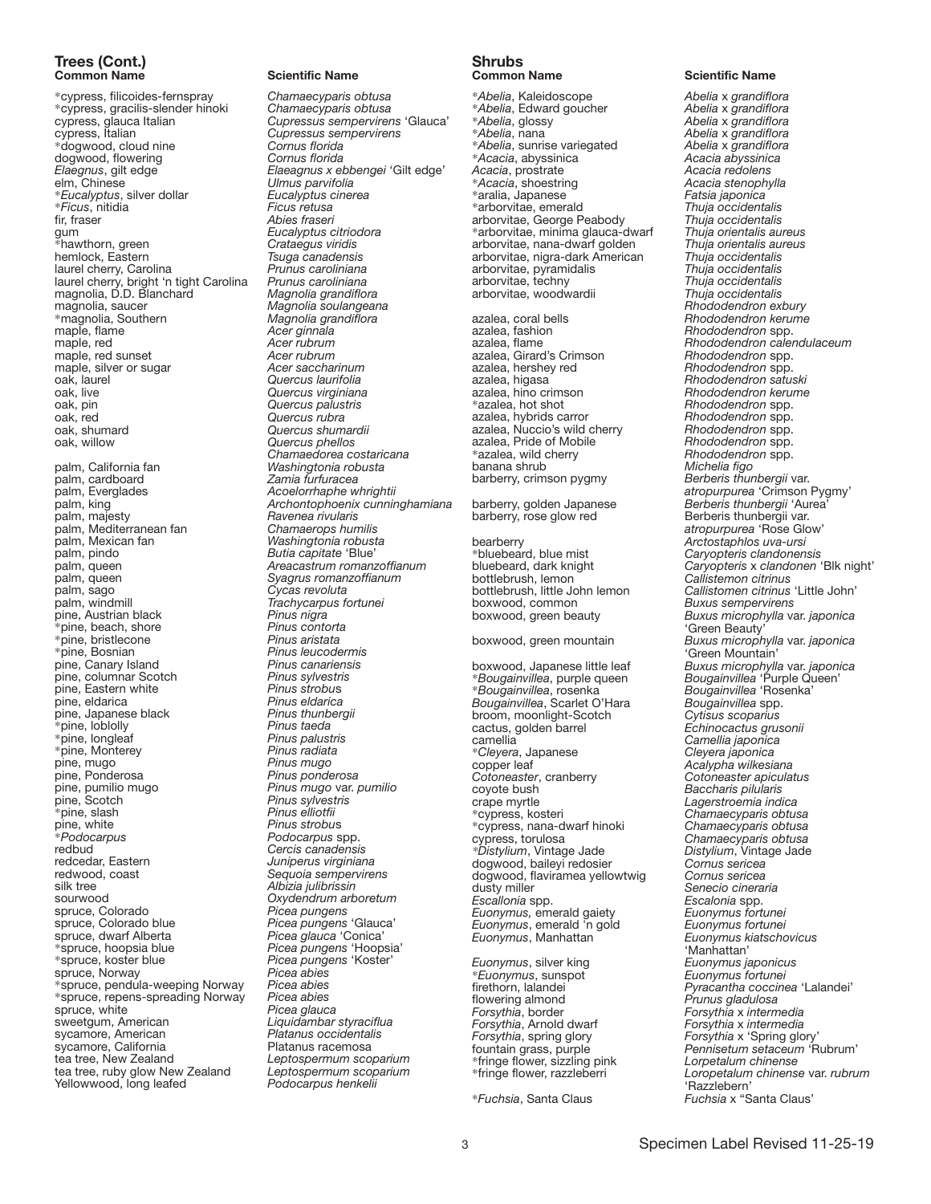## Trees (Cont.)

| Common Name | Scientific Name |
|---|---|
| *cypress, filicoides-fernspray | *Chamaecyparis obtusa* |
| *cypress, gracilis-slender hinoki | *Chamaecyparis obtusa* |
| cypress, glauca Italian | *Cupressus sempervirens* 'Glauca' |
| cypress, Italian | *Cupressus sempervirens* |
| *dogwood, cloud nine | *Cornus florida* |
| dogwood, flowering | *Cornus florida* |
| Elaegnus, gilt edge | *Elaeagnus x ebbengei* 'Gilt edge' |
| elm, Chinese | *Ulmus parvifolia* |
| *Eucalyptus, silver dollar | *Eucalyptus cinerea* |
| *Ficus, nitidia | *Ficus retusa* |
| fir, fraser | *Abies fraseri* |
| gum | *Eucalyptus citriodora* |
| *hawthorn, green | *Crataegus viridis* |
| hemlock, Eastern | *Tsuga canadensis* |
| laurel cherry, Carolina | *Prunus caroliniana* |
| laurel cherry, bright 'n tight Carolina | *Prunus caroliniana* |
| magnolia, D.D. Blanchard | *Magnolia grandiflora* |
| magnolia, saucer | *Magnolia soulangeana* |
| *magnolia, Southern | *Magnolia grandiflora* |
| maple, flame | *Acer ginnala* |
| maple, red | *Acer rubrum* |
| maple, red sunset | *Acer rubrum* |
| maple, silver or sugar | *Acer saccharinum* |
| oak, laurel | *Quercus laurifolia* |
| oak, live | *Quercus virginiana* |
| oak, pin | *Quercus palustris* |
| oak, red | *Quercus rubra* |
| oak, shumard | *Quercus shumardii* |
| oak, willow | *Quercus phellos* |
| | *Chamaedorea costaricana* |
| palm, California fan | *Washingtonia robusta* |
| palm, cardboard | *Zamia furfuracea* |
| palm, Everglades | *Acoelorrhaphe whrightii* |
| palm, king | *Archontophoenix cunninghamiana* |
| palm, majesty | *Ravenea rivularis* |
| palm, Mediterranean fan | *Chamaerops humilis* |
| palm, Mexican fan | *Washingtonia robusta* |
| palm, pindo | *Butia capitate* 'Blue' |
| palm, queen | *Areacastrum romanzoffianum* |
| palm, queen | *Syagrus romanzoffianum* |
| palm, sago | *Cycas revoluta* |
| palm, windmill | *Trachycarpus fortunei* |
| pine, Austrian black | *Pinus nigra* |
| *pine, beach, shore | *Pinus contorta* |
| *pine, bristlecone | *Pinus aristata* |
| *pine, Bosnian | *Pinus leucodermis* |
| pine, Canary Island | *Pinus canariensis* |
| pine, columnar Scotch | *Pinus sylvestris* |
| pine, Eastern white | *Pinus strobus* |
| pine, eldarica | *Pinus eldarica* |
| pine, Japanese black | *Pinus thunbergii* |
| *pine, loblolly | *Pinus taeda* |
| *pine, longleaf | *Pinus palustris* |
| *pine, Monterey | *Pinus radiata* |
| pine, mugo | *Pinus mugo* |
| pine, Ponderosa | *Pinus ponderosa* |
| pine, pumilio mugo | *Pinus mugo* var. *pumilio* |
| pine, Scotch | *Pinus sylvestris* |
| *pine, slash | *Pinus elliotfii* |
| pine, white | *Pinus strobus* |
| *Podocarpus | *Podocarpus* spp. |
| redbud | *Cercis canadensis* |
| redcedar, Eastern | *Juniperus virginiana* |
| redwood, coast | *Sequoia sempervirens* |
| silk tree | *Albizia julibrissin* |
| sourwood | *Oxydendrum arboretum* |
| spruce, Colorado | *Picea pungens* |
| spruce, Colorado blue | *Picea pungens* 'Glauca' |
| spruce, dwarf Alberta | *Picea glauca* 'Conica' |
| *spruce, hoopsia blue | *Picea pungens* 'Hoopsia' |
| *spruce, koster blue | *Picea pungens* 'Koster' |
| spruce, Norway | *Picea abies* |
| *spruce, pendula-weeping Norway | *Picea abies* |
| *spruce, repens-spreading Norway | *Picea abies* |
| spruce, white | *Picea glauca* |
| sweetgum, American | *Liquidambar styraciflua* |
| sycamore, American | *Platanus occidentalis* |
| sycamore, California | Platanus racemosa |
| tea tree, New Zealand | *Leptospermum scoparium* |
| tea tree, ruby glow New Zealand | *Leptospermum scoparium* |
| Yellowwood, long leafed | *Podocarpus henkelii* |

## Shrubs

| Common Name | Scientific Name |
|---|---|
| *Abelia, Kaleidoscope | *Abelia* x *grandiflora* |
| *Abelia, Edward goucher | *Abelia* x *grandiflora* |
| *Abelia, glossy | *Abelia* x *grandiflora* |
| *Abelia, nana | *Abelia* x *grandiflora* |
| *Abelia, sunrise variegated | *Abelia* x *grandiflora* |
| *Acacia, abyssinica | *Acacia abyssinica* |
| Acacia, prostrate | *Acacia redolens* |
| *Acacia, shoestring | *Acacia stenophylla* |
| *aralia, Japanese | *Fatsia japonica* |
| *arborvitae, emerald | *Thuja occidentalis* |
| arborvitae, George Peabody | *Thuja occidentalis* |
| *arborvitae, minima glauca-dwarf | *Thuja orientalis aureus* |
| arborvitae, nana-dwarf golden | *Thuja orientalis aureus* |
| arborvitae, nigra-dark American | *Thuja occidentalis* |
| arborvitae, pyramidalis | *Thuja occidentalis* |
| arborvitae, techny | *Thuja occidentalis* |
| arborvitae, woodwardii | *Thuja occidentalis* |
| | *Rhododendron exbury* |
| azalea, coral bells | *Rhododendron kerume* |
| azalea, fashion | *Rhododendron* spp. |
| azalea, flame | *Rhododendron calendulaceum* |
| azalea, Girard's Crimson | *Rhododendron* spp. |
| azalea, hershey red | *Rhododendron* spp. |
| azalea, higasa | *Rhododendron satuski* |
| azalea, hino crimson | *Rhododendron kerume* |
| *azalea, hot shot | *Rhododendron* spp. |
| azalea, hybrids carror | *Rhododendron* spp. |
| azalea, Nuccio's wild cherry | *Rhododendron* spp. |
| azalea, Pride of Mobile | *Rhododendron* spp. |
| *azalea, wild cherry | *Rhododendron* spp. |
| banana shrub | *Michelia figo* |
| barberry, crimson pygmy | *Berberis thunbergii* var. *atropurpurea* 'Crimson Pygmy' |
| barberry, golden Japanese | *Berberis thunbergii* 'Aurea' |
| barberry, rose glow red | Berberis thunbergii var. *atropurpurea* 'Rose Glow' |
| bearberry | *Arctostaphlos uva-ursi* |
| *bluebeard, blue mist | *Caryopteris clandonensis* |
| bluebeard, dark knight | *Caryopteris* x *clandonen* 'Blk night' |
| bottlebrush, lemon | *Callistemon citrinus* |
| bottlebrush, little John lemon | *Callistomen citrinus* 'Little John' |
| boxwood, common | *Buxus sempervirens* |
| boxwood, green beauty | *Buxus microphylla* var. *japonica* 'Green Beauty' |
| boxwood, green mountain | *Buxus microphylla* var. *japonica* 'Green Mountain' |
| boxwood, Japanese little leaf | *Buxus microphylla* var. *japonica* |
| *Bougainvillea, purple queen | *Bougainvillea* 'Purple Queen' |
| *Bougainvillea, rosenka | *Bougainvillea* 'Rosenka' |
| Bougainvillea, Scarlet O'Hara | *Bougainvillea* spp. |
| broom, moonlight-Scotch | *Cytisus scoparius* |
| cactus, golden barrel | *Echinocactus grusonii* |
| camellia | *Camellia japonica* |
| *Cleyera, Japanese | *Cleyera japonica* |
| copper leaf | *Acalypha wilkesiana* |
| Cotoneaster, cranberry | *Cotoneaster apiculatus* |
| coyote bush | *Baccharis pilularis* |
| crape myrtle | *Lagerstroemia indica* |
| *cypress, kosteri | *Chamaecyparis obtusa* |
| *cypress, nana-dwarf hinoki | *Chamaecyparis obtusa* |
| cypress, torulosa | *Chamaecyparis obtusa* |
| *Distylium, Vintage Jade | *Distylium*, Vintage Jade |
| dogwood, baileyi redosier | *Cornus sericea* |
| dogwood, flaviramea yellowtwig | *Cornus sericea* |
| dusty miller | *Senecio cineraria* |
| Escallonia spp. | *Escalonia* spp. |
| Euonymus, emerald gaiety | *Euonymus fortunei* |
| Euonymus, emerald 'n gold | *Euonymus fortunei* |
| Euonymus, Manhattan | *Euonymus kiatschovicus* 'Manhattan' |
| Euonymus, silver king | *Euonymus japonicus* |
| *Euonymus, sunspot | *Euonymus fortunei* |
| firethorn, lalandei | *Pyracantha coccinea* 'Lalandei' |
| flowering almond | *Prunus gladulosa* |
| Forsythia, border | *Forsythia* x *intermedia* |
| Forsythia, Arnold dwarf | *Forsythia* x *intermedia* |
| Forsythia, spring glory | *Forsythia* x 'Spring glory' |
| fountain grass, purple | *Pennisetum setaceum* 'Rubrum' |
| *fringe flower, sizzling pink | *Lorpetalum chinense* |
| *fringe flower, razzleberri | *Loropetalum chinense* var. *rubrum* 'Razzlebern' |
| *Fuchsia, Santa Claus | *Fuchsia* x "Santa Claus' |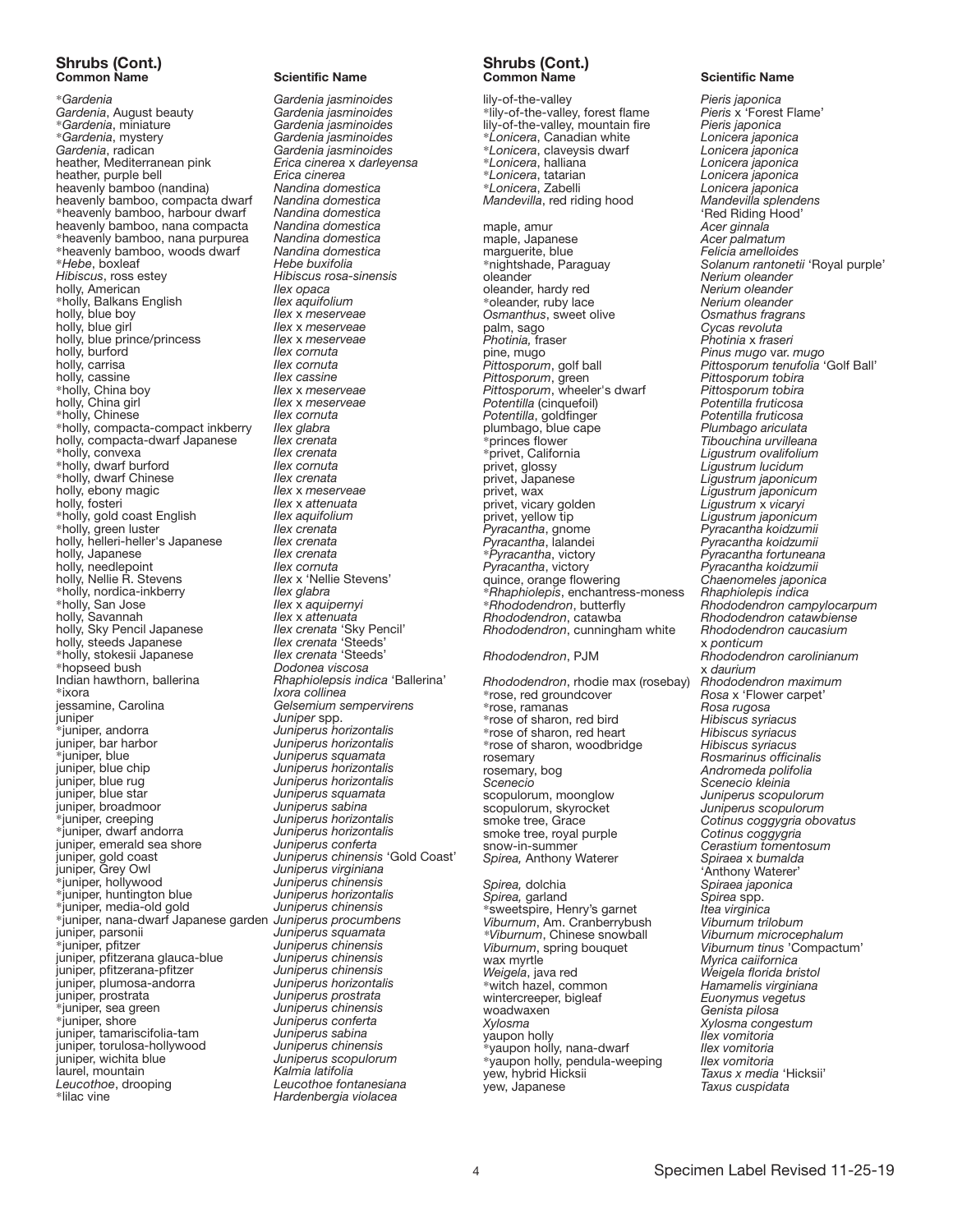## Shrubs (Cont.)

| Common Name | Scientific Name |
|---|---|
| **Gardenia* | *Gardenia jasminoides* |
| *Gardenia*, August beauty | *Gardenia jasminoides* |
| **Gardenia*, miniature | *Gardenia jasminoides* |
| **Gardenia*, mystery | *Gardenia jasminoides* |
| *Gardenia*, radican | *Gardenia jasminoides* |
| heather, Mediterranean pink | *Erica cinerea* x *darleyensa* |
| heather, purple bell | *Erica cinerea* |
| heavenly bamboo (nandina) | *Nandina domestica* |
| heavenly bamboo, compacta dwarf | *Nandina domestica* |
| *heavenly bamboo, harbour dwarf | *Nandina domestica* |
| heavenly bamboo, nana compacta | *Nandina domestica* |
| *heavenly bamboo, nana purpurea | *Nandina domestica* |
| *heavenly bamboo, woods dwarf | *Nandina domestica* |
| **Hebe*, boxleaf | *Hebe buxifolia* |
| *Hibiscus*, ross estey | *Hibiscus rosa-sinensis* |
| holly, American | *Ilex opaca* |
| *holly, Balkans English | *Ilex aquifolium* |
| holly, blue boy | *Ilex* x *meserveae* |
| holly, blue girl | *Ilex* x *meserveae* |
| holly, blue prince/princess | *Ilex* x *meserveae* |
| holly, burford | *Ilex cornuta* |
| holly, carrisa | *Ilex cornuta* |
| holly, cassine | *Ilex cassine* |
| *holly, China boy | *Ilex* x *meserveae* |
| holly, China girl | *Ilex* x *meserveae* |
| *holly, Chinese | *Ilex cornuta* |
| *holly, compacta-compact inkberry | *Ilex glabra* |
| holly, compacta-dwarf Japanese | *Ilex crenata* |
| *holly, convexa | *Ilex crenata* |
| *holly, dwarf burford | *Ilex cornuta* |
| *holly, dwarf Chinese | *Ilex crenata* |
| holly, ebony magic | *Ilex* x *meserveae* |
| holly, fosteri | *Ilex x attenuata* |
| *holly, gold coast English | *Ilex aquifolium* |
| *holly, green luster | *Ilex crenata* |
| holly, helleri-heller's Japanese | *Ilex crenata* |
| holly, Japanese | *Ilex crenata* |
| holly, needlepoint | *Ilex cornuta* |
| holly, Nellie R. Stevens | *Ilex* x 'Nellie Stevens' |
| *holly, nordica-inkberry | *Ilex glabra* |
| *holly, San Jose | *Ilex* x *aquipernyi* |
| holly, Savannah | *Ilex x attenuata* |
| holly, Sky Pencil Japanese | *Ilex crenata* 'Sky Pencil' |
| holly, steeds Japanese | *Ilex crenata* 'Steeds' |
| *holly, stokesii Japanese | *Ilex crenata* 'Steeds' |
| *hopseed bush | *Dodonea viscosa* |
| Indian hawthorn, ballerina | *Rhaphiolepsis indica* 'Ballerina' |
| *ixora | *Ixora collinea* |
| jessamine, Carolina | *Gelsemium sempervirens* |
| juniper | *Juniper* spp. |
| *juniper, andorra | *Juniperus horizontalis* |
| juniper, bar harbor | *Juniperus horizontalis* |
| *juniper, blue | *Juniperus squamata* |
| juniper, blue chip | *Juniperus horizontalis* |
| juniper, blue rug | *Juniperus horizontalis* |
| juniper, blue star | *Juniperus squamata* |
| juniper, broadmoor | *Juniperus sabina* |
| *juniper, creeping | *Juniperus horizontalis* |
| *juniper, dwarf andorra | *Juniperus horizontalis* |
| juniper, emerald sea shore | *Juniperus conferta* |
| juniper, gold coast | *Juniperus chinensis* 'Gold Coast' |
| juniper, Grey Owl | *Juniperus virginiana* |
| *juniper, hollywood | *Juniperus chinensis* |
| *juniper, huntington blue | *Juniperus horizontalis* |
| *juniper, media-old gold | *Juniperus chinensis* |
| *juniper, nana-dwarf Japanese garden | *Juniperus procumbens* |
| juniper, parsonii | *Juniperus squamata* |
| *juniper, pfitzer | *Juniperus chinensis* |
| juniper, pfitzerana glauca-blue | *Juniperus chinensis* |
| juniper, pfitzerana-pfitzer | *Juniperus chinensis* |
| juniper, plumosa-andorra | *Juniperus horizontalis* |
| juniper, prostrata | *Juniperus prostrata* |
| *juniper, sea green | *Juniperus chinensis* |
| *juniper, shore | *Juniperus conferta* |
| juniper, tamariscifolia-tam | *Juniperus sabina* |
| juniper, torulosa-hollywood | *Juniperus chinensis* |
| juniper, wichita blue | *Juniperus scopulorum* |
| laurel, mountain | *Kalmia latifolia* |
| *Leucothoe*, drooping | *Leucothoe fontanesiana* |
| *lilac vine | *Hardenbergia violacea* |
| lily-of-the-valley | *Pieris japonica* |
| *lily-of-the-valley, forest flame | *Pieris* x 'Forest Flame' |
| lily-of-the-valley, mountain fire | *Pieris japonica* |
| **Lonicera*, Canadian white | *Lonicera japonica* |
| **Lonicera*, claveysis dwarf | *Lonicera japonica* |
| **Lonicera*, halliana | *Lonicera japonica* |
| **Lonicera*, tatarian | *Lonicera japonica* |
| **Lonicera*, Zabelli | *Lonicera japonica* |
| *Mandevilla*, red riding hood | *Mandevilla splendens* 'Red Riding Hood' |
| maple, amur | *Acer ginnala* |
| maple, Japanese | *Acer palmatum* |
| marguerite, blue | *Felicia amelloides* |
| *nightshade, Paraguay | *Solanum rantonetii* 'Royal purple' |
| oleander | *Nerium oleander* |
| oleander, hardy red | *Nerium oleander* |
| *oleander, ruby lace | *Nerium oleander* |
| *Osmanthus*, sweet olive | *Osmathus fragrans* |
| palm, sago | *Cycas revoluta* |
| *Photinia,* fraser | *Photinia* x *fraseri* |
| pine, mugo | *Pinus mugo* var. *mugo* |
| *Pittosporum*, golf ball | *Pittosporum tenufolia* 'Golf Ball' |
| *Pittosporum*, green | *Pittosporum tobira* |
| *Pittosporum*, wheeler's dwarf | *Pittosporum tobira* |
| *Potentilla* (cinquefoil) | *Potentilla fruticosa* |
| *Potentilla*, goldfinger | *Potentilla fruticosa* |
| plumbago, blue cape | *Plumbago ariculata* |
| *princes flower | *Tibouchina urvilleana* |
| *privet, California | *Ligustrum ovalifolium* |
| privet, glossy | *Ligustrum lucidum* |
| privet, Japanese | *Ligustrum japonicum* |
| privet, wax | *Ligustrum japonicum* |
| privet, vicary golden | *Ligustrum* x *vicaryi* |
| privet, yellow tip | *Ligustrum japonicum* |
| *Pyracantha*, gnome | *Pyracantha koidzumii* |
| *Pyracantha*, lalandei | *Pyracantha koidzumii* |
| **Pyracantha*, victory | *Pyracantha fortuneana* |
| *Pyracantha*, victory | *Pyracantha koidzumii* |
| quince, orange flowering | *Chaenomeles japonica* |
| **Rhaphiolepis*, enchantress-moness | *Rhaphiolepis indica* |
| **Rhododendron*, butterfly | *Rhododendron campylocarpum* |
| *Rhododendron*, catawba | *Rhododendron catawbiense* |
| *Rhododendron*, cunningham white | *Rhododendron caucasium* x *ponticum* |
| *Rhododendron*, PJM | *Rhododendron carolinianum* x *daurium* |
| *Rhododendron*, rhodie max (rosebay) | *Rhododendron maximum* |
| *rose, red groundcover | *Rosa* x 'Flower carpet' |
| *rose, ramanas | *Rosa rugosa* |
| *rose of sharon, red bird | *Hibiscus syriacus* |
| *rose of sharon, red heart | *Hibiscus syriacus* |
| *rose of sharon, woodbridge | *Hibiscus syriacus* |
| rosemary | *Rosmarinus officinalis* |
| rosemary, bog | *Andromeda polifolia* |
| *Scenecio* | *Scenecio kleinia* |
| scopulorum, moonglow | *Juniperus scopulorum* |
| scopulorum, skyrocket | *Juniperus scopulorum* |
| smoke tree, Grace | *Cotinus coggygria obovatus* |
| smoke tree, royal purple | *Cotinus coggygria* |
| snow-in-summer | *Cerastium tomentosum* |
| *Spirea,* Anthony Waterer | *Spiraea* x *bumalda* 'Anthony Waterer' |
| *Spirea,* dolchia | *Spiraea japonica* |
| *Spirea,* garland | *Spirea* spp. |
| *sweetspire, Henry's garnet | *Itea virginica* |
| *Viburnum*, Am. Cranberrybush | *Viburnum trilobum* |
| **Viburnum*, Chinese snowball | *Viburnum microcephalum* |
| *Viburnum*, spring bouquet | *Viburnum tinus* 'Compactum' |
| wax myrtle | *Myrica caiifornica* |
| *Weigela*, java red | *Weigela florida bristol* |
| *witch hazel, common | *Hamamelis virginiana* |
| wintercreeper, bigleaf | *Euonymus vegetus* |
| woadwaxen | *Genista pilosa* |
| *Xylosma* | *Xylosma congestum* |
| yaupon holly | *Ilex vomitoria* |
| *yaupon holly, nana-dwarf | *Ilex vomitoria* |
| *yaupon holly, pendula-weeping | *Ilex vomitoria* |
| yew, hybrid Hicksii | *Taxus x media* 'Hicksii' |
| yew, Japanese | *Taxus cuspidata* |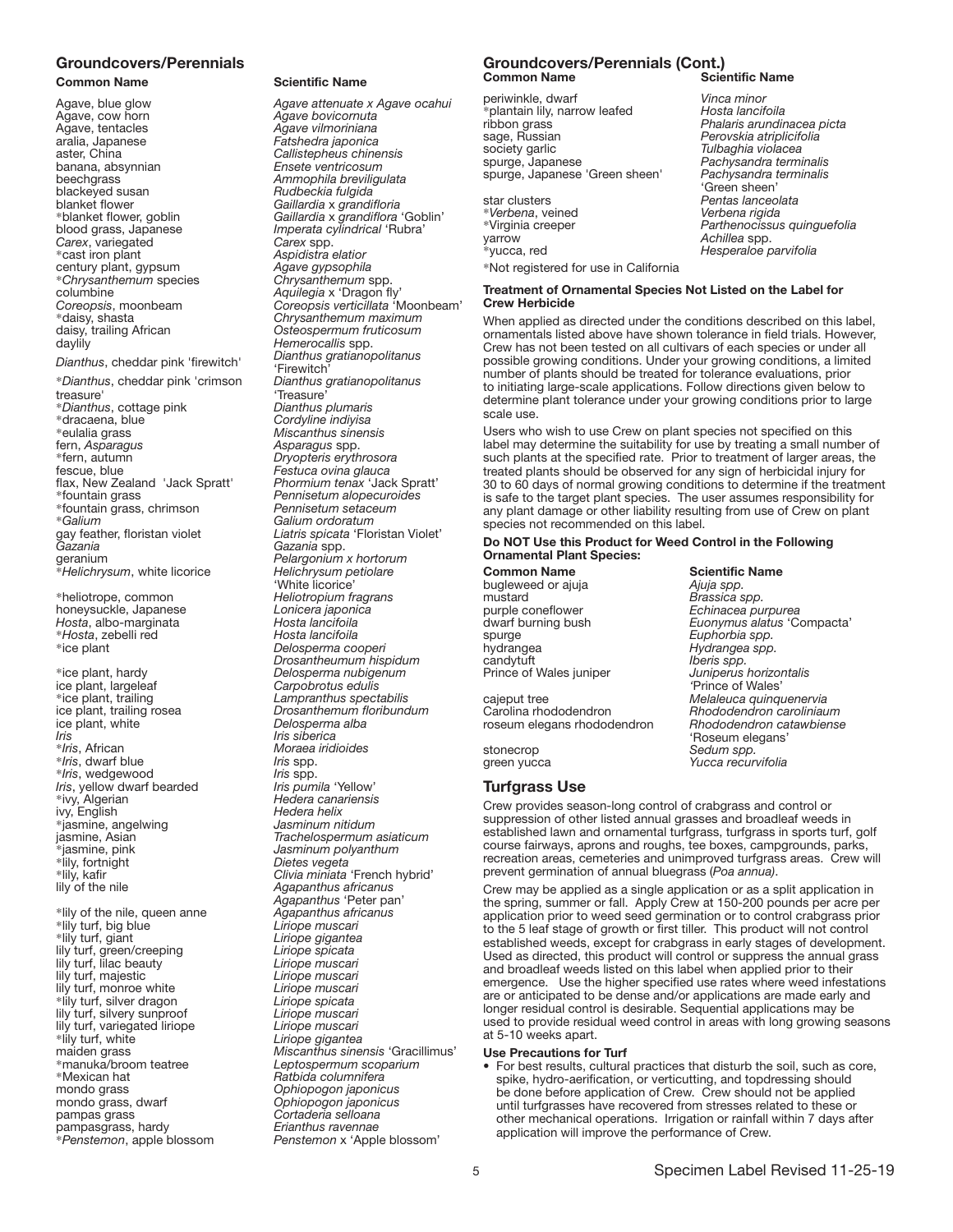## Groundcovers/Perennials

| Common Name | Scientific Name |
|---|---|
| Agave, blue glow | *Agave attenuate x Agave ocahui* |
| Agave, cow horn | *Agave bovicornuta* |
| Agave, tentacles | *Agave vilmoriniana* |
| aralia, Japanese | *Fatshedra japonica* |
| aster, China | *Callistepheus chinensis* |
| banana, absynnian | *Ensete ventricosum* |
| beechgrass | *Ammophila breviligulata* |
| blackeyed susan | *Rudbeckia fulgida* |
| blanket flower | *Gaillardia x grandifloria* |
| *blanket flower, goblin | *Gaillardia x grandiflora* 'Goblin' |
| blood grass, Japanese | *Imperata cylindrical* 'Rubra' |
| *Carex*, variegated | *Carex* spp. |
| *cast iron plant | *Aspidistra elatior* |
| century plant, gypsum | *Agave gypsophila* |
| **Chrysanthemum* species | *Chrysanthemum* spp. |
| columbine | *Aquilegia* x 'Dragon fly' |
| *Coreopsis*, moonbeam | *Coreopsis verticillata* 'Moonbeam' |
| *daisy, shasta | *Chrysanthemum maximum* |
| daisy, trailing African | *Osteospermum fruticosum* |
| daylily | *Hemerocallis* spp. |
| *Dianthus*, cheddar pink 'firewitch' | *Dianthus gratianopolitanus* 'Firewitch' |
| **Dianthus*, cheddar pink 'crimson treasure' | *Dianthus gratianopolitanus* 'Treasure' |
| **Dianthus*, cottage pink | *Dianthus plumaris* |
| *dracaena, blue | *Cordyline indiyisa* |
| *eulalia grass | *Miscanthus sinensis* |
| fern, *Asparagus* | *Asparagus* spp. |
| *fern, autumn | *Dryopteris erythrosora* |
| fescue, blue | *Festuca ovina glauca* |
| flax, New Zealand 'Jack Spratt' | *Phormium tenax* 'Jack Spratt' |
| *fountain grass | *Pennisetum alopecuroides* |
| *fountain grass, chrimson | *Pennisetum setaceum* |
| **Galium* | *Galium ordoratum* |
| gay feather, floristan violet | *Liatris spicata* 'Floristan Violet' |
| *Gazania* | *Gazania* spp. |
| geranium | *Pelargonium x hortorum* |
| **Helichrysum*, white licorice | *Helichrysum petiolare* 'White licorice' |
| *heliotrope, common | *Heliotropium fragrans* |
| honeysuckle, Japanese | *Lonicera japonica* |
| *Hosta*, albo-marginata | *Hosta lancifoila* |
| **Hosta*, zebelli red | *Hosta lancifoila* |
| *ice plant | *Delosperma cooperi* |
| | *Drosantheumum hispidum* |
| *ice plant, hardy | *Delosperma nubigenum* |
| ice plant, largeleaf | *Carpobrotus edulis* |
| *ice plant, trailing | *Lampranthus spectabilis* |
| ice plant, trailing rosea | *Drosanthemum floribundum* |
| ice plant, white | *Delosperma alba* |
| *Iris* | *Iris siberica* |
| **Iris*, African | *Moraea iridioides* |
| **Iris*, dwarf blue | *Iris* spp. |
| **Iris*, wedgewood | *Iris* spp. |
| *Iris*, yellow dwarf bearded | *Iris pumila* 'Yellow' |
| *ivy, Algerian | *Hedera canariensis* |
| ivy, English | *Hedera helix* |
| *jasmine, angelwing | *Jasminum nitidum* |
| jasmine, Asian | *Trachelospermum asiaticum* |
| *jasmine, pink | *Jasminum polyanthum* |
| *lily, fortnight | *Dietes vegeta* |
| *lily, kafir | *Clivia miniata* 'French hybrid' |
| lily of the nile | *Agapanthus africanus* |
| | *Agapanthus* 'Peter pan' |
| *lily of the nile, queen anne | *Agapanthus africanus* |
| *lily turf, big blue | *Liriope muscari* |
| *lily turf, giant | *Liriope gigantea* |
| lily turf, green/creeping | *Liriope spicata* |
| lily turf, lilac beauty | *Liriope muscari* |
| lily turf, majestic | *Liriope muscari* |
| lily turf, monroe white | *Liriope muscari* |
| *lily turf, silver dragon | *Liriope spicata* |
| lily turf, silvery sunproof | *Liriope muscari* |
| lily turf, variegated liriope | *Liriope muscari* |
| *lily turf, white | *Liriope gigantea* |
| maiden grass | *Miscanthus sinensis* 'Gracillimus' |
| *manuka/broom teatree | *Leptospermum scoparium* |
| *Mexican hat | *Ratbida columnifera* |
| mondo grass | *Ophiopogon japonicus* |
| mondo grass, dwarf | *Ophiopogon japonicus* |
| pampas grass | *Cortaderia selloana* |
| pampasgrass, hardy | *Erianthus ravennae* |
| **Penstemon*, apple blossom | *Penstemon* x 'Apple blossom' |

## Groundcovers/Perennials (Cont.)

| Common Name | Scientific Name |
|---|---|
| periwinkle, dwarf | *Vinca minor* |
| *plantain lily, narrow leafed | *Hosta lancifoila* |
| ribbon grass | *Phalaris arundinacea picta* |
| sage, Russian | *Perovskia atriplicifolia* |
| society garlic | *Tulbaghia violacea* |
| spurge, Japanese | *Pachysandra terminalis* |
| spurge, Japanese 'Green sheen' | *Pachysandra terminalis* 'Green sheen' |
| star clusters | *Pentas lanceolata* |
| **Verbena*, veined | *Verbena rigida* |
| *Virginia creeper | *Parthenocissus quinguefolia* |
| yarrow | *Achillea* spp. |
| *yucca, red | *Hesperaloe parvifolia* |

*Not registered for use in California

**Treatment of Ornamental Species Not Listed on the Label for Crew Herbicide**

When applied as directed under the conditions described on this label, ornamentals listed above have shown tolerance in field trials. However, Crew has not been tested on all cultivars of each species or under all possible growing conditions. Under your growing conditions, a limited number of plants should be treated for tolerance evaluations, prior to initiating large-scale applications. Follow directions given below to determine plant tolerance under your growing conditions prior to large scale use.

Users who wish to use Crew on plant species not specified on this label may determine the suitability for use by treating a small number of such plants at the specified rate. Prior to treatment of larger areas, the treated plants should be observed for any sign of herbicidal injury for 30 to 60 days of normal growing conditions to determine if the treatment is safe to the target plant species. The user assumes responsibility for any plant damage or other liability resulting from use of Crew on plant species not recommended on this label.

**Do NOT Use this Product for Weed Control in the Following Ornamental Plant Species:**

| Common Name | Scientific Name |
|---|---|
| bugleweed or ajuja | *Ajuja spp.* |
| mustard | *Brassica spp.* |
| purple coneflower | *Echinacea purpurea* |
| dwarf burning bush | *Euonymus alatus* 'Compacta' |
| spurge | *Euphorbia spp.* |
| hydrangea | *Hydrangea spp.* |
| candytuft | *Iberis spp.* |
| Prince of Wales juniper | *Juniperus horizontalis* 'Prince of Wales' |
| cajeput tree | *Melaleuca quinquenervia* |
| Carolina rhododendron | *Rhododendron caroliniaum* |
| roseum elegans rhododendron | *Rhododendron catawbiense* 'Roseum elegans' |
| stonecrop | *Sedum spp.* |
| green yucca | *Yucca recurvifolia* |

## Turfgrass Use

Crew provides season-long control of crabgrass and control or suppression of other listed annual grasses and broadleaf weeds in established lawn and ornamental turfgrass, turfgrass in sports turf, golf course fairways, aprons and roughs, tee boxes, campgrounds, parks, recreation areas, cemeteries and unimproved turfgrass areas. Crew will prevent germination of annual bluegrass (*Poa annua)*.

Crew may be applied as a single application or as a split application in the spring, summer or fall. Apply Crew at 150-200 pounds per acre per application prior to weed seed germination or to control crabgrass prior to the 5 leaf stage of growth or first tiller. This product will not control established weeds, except for crabgrass in early stages of development. Used as directed, this product will control or suppress the annual grass and broadleaf weeds listed on this label when applied prior to their emergence. Use the higher specified use rates where weed infestations are or anticipated to be dense and/or applications are made early and longer residual control is desirable. Sequential applications may be used to provide residual weed control in areas with long growing seasons at 5-10 weeks apart.

**Use Precautions for Turf**

- For best results, cultural practices that disturb the soil, such as core, spike, hydro-aerification, or verticutting, and topdressing should be done before application of Crew. Crew should not be applied until turfgrasses have recovered from stresses related to these or other mechanical operations. Irrigation or rainfall within 7 days after application will improve the performance of Crew.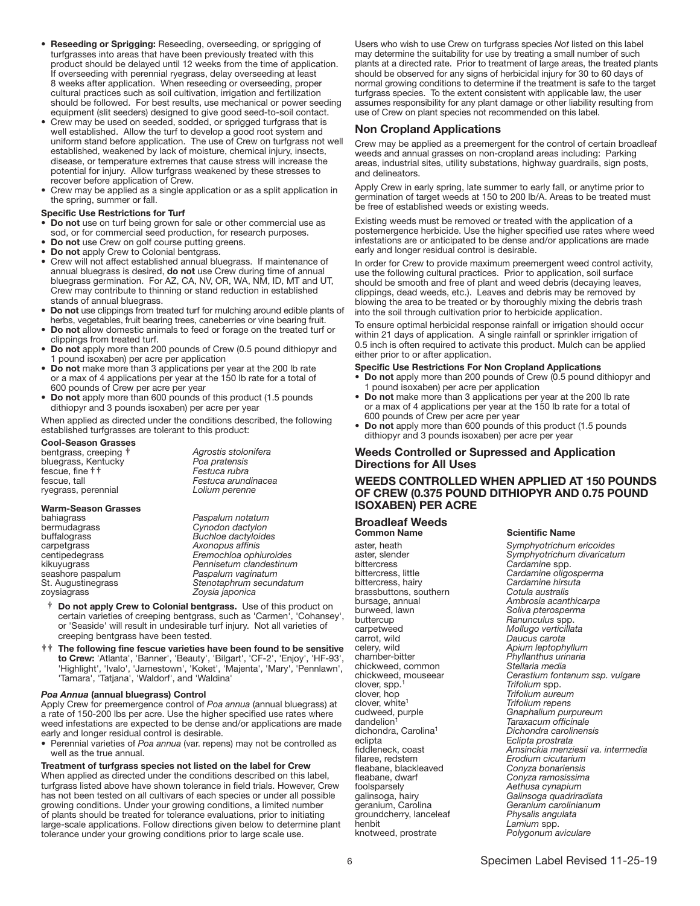- **Reseeding or Sprigging:** Reseeding, overseeding, or sprigging of turfgrasses into areas that have been previously treated with this product should be delayed until 12 weeks from the time of application. If overseeding with perennial ryegrass, delay overseeding at least 8 weeks after application. When reseeding or overseeding, proper cultural practices such as soil cultivation, irrigation and fertilization should be followed. For best results, use mechanical or power seeding equipment (slit seeders) designed to give good seed-to-soil contact.
- Crew may be used on seeded, sodded, or sprigged turfgrass that is well established. Allow the turf to develop a good root system and uniform stand before application. The use of Crew on turfgrass not well established, weakened by lack of moisture, chemical injury, insects, disease, or temperature extremes that cause stress will increase the potential for injury. Allow turfgrass weakened by these stresses to recover before application of Crew.
- Crew may be applied as a single application or as a split application in the spring, summer or fall.

**Specific Use Restrictions for Turf**

- **Do not** use on turf being grown for sale or other commercial use as sod, or for commercial seed production, for research purposes.
- **Do not** use Crew on golf course putting greens.
- **Do not** apply Crew to Colonial bentgrass.
- Crew will not affect established annual bluegrass. If maintenance of annual bluegrass is desired, **do not** use Crew during time of annual bluegrass germination. For AZ, CA, NV, OR, WA, NM, ID, MT and UT, Crew may contribute to thinning or stand reduction in established stands of annual bluegrass.
- **Do not** use clippings from treated turf for mulching around edible plants of herbs, vegetables, fruit bearing trees, caneberries or vine bearing fruit.
- **Do not** allow domestic animals to feed or forage on the treated turf or clippings from treated turf.
- **Do not** apply more than 200 pounds of Crew (0.5 pound dithiopyr and 1 pound isoxaben) per acre per application
- **Do not** make more than 3 applications per year at the 200 lb rate or a max of 4 applications per year at the 150 lb rate for a total of 600 pounds of Crew per acre per year
- **Do not** apply more than 600 pounds of this product (1.5 pounds dithiopyr and 3 pounds isoxaben) per acre per year

When applied as directed under the conditions described, the following established turfgrasses are tolerant to this product:

**Cool-Season Grasses**

| | |
|---|---|
| bentgrass, creeping † | *Agrostis stolonifera* |
| bluegrass, Kentucky | *Poa pratensis* |
| fescue, fine †† | *Festuca rubra* |
| fescue, tall | *Festuca arundinacea* |
| ryegrass, perennial | *Lolium perenne* |

**Warm-Season Grasses**

| | |
|---|---|
| bahiagrass | *Paspalum notatum* |
| bermudagrass | *Cynodon dactylon* |
| buffalograss | *Buchloe dactyloides* |
| carpetgrass | *Axonopus affinis* |
| centipedegrass | *Eremochloa ophiuroides* |
| kikuyugrass | *Pennisetum clandestinum* |
| seashore paspalum | *Paspalum vaginatum* |
| St. Augustinegrass | *Stenotaphrum secundatum* |
| zoysiagrass | *Zoysia japonica* |

† **Do not apply Crew to Colonial bentgrass.** Use of this product on certain varieties of creeping bentgrass, such as 'Carmen', 'Cohansey', or 'Seaside' will result in undesirable turf injury. Not all varieties of creeping bentgrass have been tested.

†† **The following fine fescue varieties have been found to be sensitive to Crew:** 'Atlanta', 'Banner', 'Beauty', 'Bilgart', 'CF-2', 'Enjoy', 'HF-93', 'Highlight', 'Ivalo', 'Jamestown', 'Koket', 'Majenta', 'Mary', 'Pennlawn', 'Tamara', 'Tatjana', 'Waldorf', and 'Waldina'

**_Poa Annua_ (annual bluegrass) Control**

Apply Crew for preemergence control of *Poa annua* (annual bluegrass) at a rate of 150-200 lbs per acre. Use the higher specified use rates where weed infestations are expected to be dense and/or applications are made early and longer residual control is desirable.

- Perennial varieties of *Poa annua* (var. repens) may not be controlled as well as the true annual.

**Treatment of turfgrass species not listed on the label for Crew**

When applied as directed under the conditions described on this label, turfgrass listed above have shown tolerance in field trials. However, Crew has not been tested on all cultivars of each species or under all possible growing conditions. Under your growing conditions, a limited number of plants should be treated for tolerance evaluations, prior to initiating large-scale applications. Follow directions given below to determine plant tolerance under your growing conditions prior to large scale use.

Users who wish to use Crew on turfgrass species *Not* listed on this label may determine the suitability for use by treating a small number of such plants at a directed rate. Prior to treatment of large areas, the treated plants should be observed for any signs of herbicidal injury for 30 to 60 days of normal growing conditions to determine if the treatment is safe to the target turfgrass species. To the extent consistent with applicable law, the user assumes responsibility for any plant damage or other liability resulting from use of Crew on plant species not recommended on this label.

## Non Cropland Applications

Crew may be applied as a preemergent for the control of certain broadleaf weeds and annual grasses on non-cropland areas including: Parking areas, industrial sites, utility substations, highway guardrails, sign posts, and delineators.

Apply Crew in early spring, late summer to early fall, or anytime prior to germination of target weeds at 150 to 200 lb/A. Areas to be treated must be free of established weeds or existing weeds.

Existing weeds must be removed or treated with the application of a postemergence herbicide. Use the higher specified use rates where weed infestations are or are anticipated to be dense and/or applications are made early and longer residual control is desirable.

In order for Crew to provide maximum preemergent weed control activity, use the following cultural practices. Prior to application, soil surface should be smooth and free of plant and weed debris (decaying leaves, clippings, dead weeds, etc.). Leaves and debris may be removed by blowing the area to be treated or by thoroughly mixing the debris trash into the soil through cultivation prior to herbicide application.

To ensure optimal herbicidal response rainfall or irrigation should occur within 21 days of application. A single rainfall or sprinkler irrigation of 0.5 inch is often required to activate this product. Mulch can be applied either prior to or after application.

**Specific Use Restrictions For Non Cropland Applications**

- **Do not** apply more than 200 pounds of Crew (0.5 pound dithiopyr and 1 pound isoxaben) per acre per application
- **Do not** make more than 3 applications per year at the 200 lb rate or a max of 4 applications per year at the 150 lb rate for a total of 600 pounds of Crew per acre per year
- **Do not** apply more than 600 pounds of this product (1.5 pounds dithiopyr and 3 pounds isoxaben) per acre per year

## Weeds Controlled or Supressed and Application Directions for All Uses

### WEEDS CONTROLLED WHEN APPLIED AT 150 POUNDS OF CREW (0.375 POUND DITHIOPYR AND 0.75 POUND ISOXABEN) PER ACRE

### Broadleaf Weeds

| Common Name | Scientific Name |
|---|---|
| aster, heath | *Symphyotrichum ericoides* |
| aster, slender | *Symphyotrichum divaricatum* |
| bittercress | *Cardamine* spp. |
| bittercress, little | *Cardamine oligosperma* |
| bittercress, hairy | *Cardamine hirsuta* |
| brassbuttons, southern | *Cotula australis* |
| bursage, annual | *Ambrosia acanthicarpa* |
| burweed, lawn | *Soliva pterosperma* |
| buttercup | *Ranunculus* spp. |
| carpetweed | *Mollugo verticillata* |
| carrot, wild | *Daucus carota* |
| celery, wild | *Apium leptophyllum* |
| chamber-bitter | *Phyllanthus urinaria* |
| chickweed, common | *Stellaria media* |
| chickweed, mouseear | *Cerastium fontanum ssp. vulgare* |
| clover, spp.[1] | *Trifolium* spp. |
| clover, hop | *Trifolium aureum* |
| clover, white[1] | *Trifolium repens* |
| cudweed, purple | *Gnaphalium purpureum* |
| dandelion[1] | *Taraxacum officinale* |
| dichondra, Carolina[1] | *Dichondra carolinensis* |
| eclipta | *Eclipta prostrata* |
| fiddleneck, coast | *Amsinckia menziesii va. intermedia* |
| filaree, redstem | *Erodium cicutarium* |
| fleabane, blackleaved | *Conyza bonariensis* |
| fleabane, dwarf | *Conyza ramosissima* |
| foolsparsely | *Aethusa cynapium* |
| galinsoga, hairy | *Galinsoga quadriradiata* |
| geranium, Carolina | *Geranium carolinianum* |
| groundcherry, lanceleaf | *Physalis angulata* |
| henbit | *Lamium* spp. |
| knotweed, prostrate | *Polygonum aviculare* |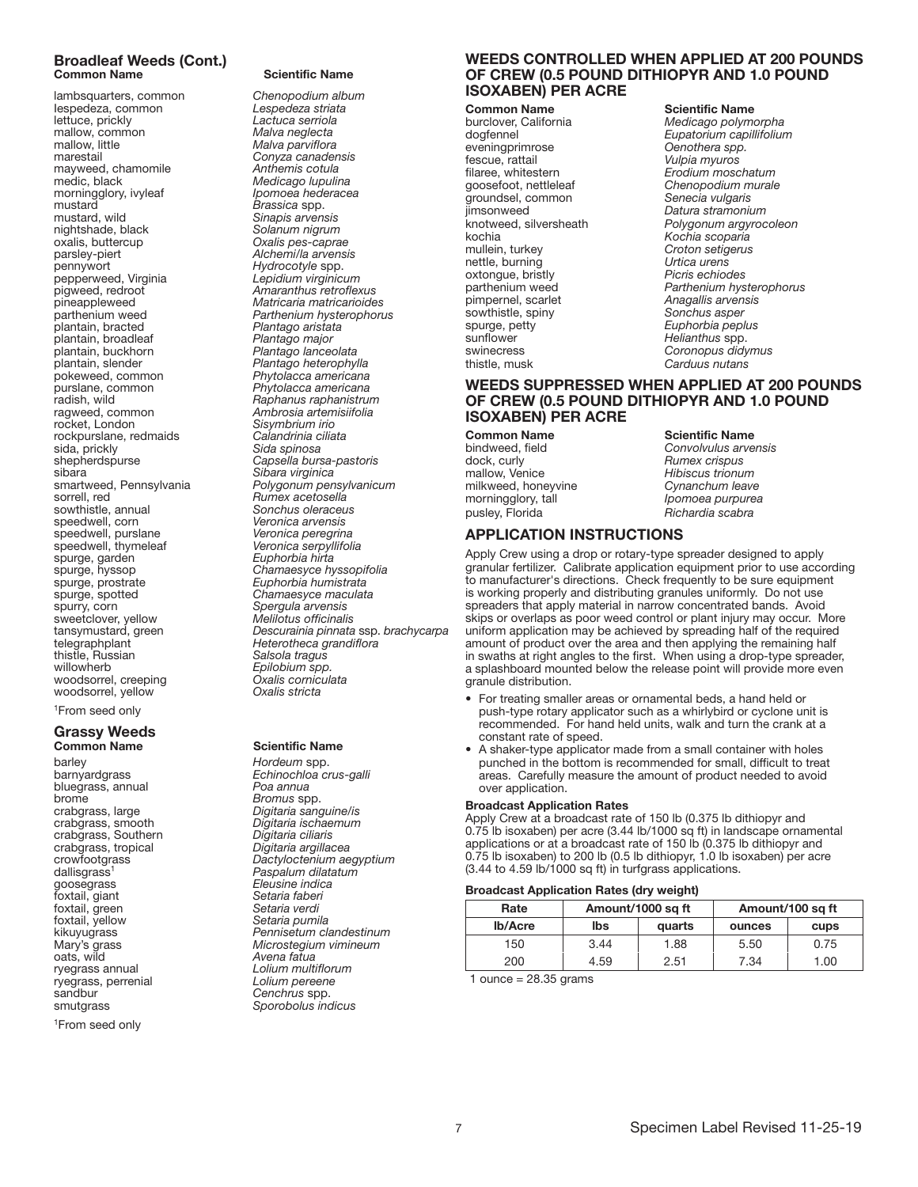### Broadleaf Weeds (Cont.)

| Common Name | Scientific Name |
|---|---|
| lambsquarters, common | *Chenopodium album* |
| lespedeza, common | *Lespedeza striata* |
| lettuce, prickly | *Lactuca serriola* |
| mallow, common | *Malva neglecta* |
| mallow, little | *Malva parviflora* |
| marestail | *Conyza canadensis* |
| mayweed, chamomile | *Anthemis cotula* |
| medic, black | *Medicago lupulina* |
| morningglory, ivyleaf | *Ipomoea hederacea* |
| mustard | *Brassica* spp. |
| mustard, wild | *Sinapis arvensis* |
| nightshade, black | *Solanum nigrum* |
| oxalis, buttercup | *Oxalis pes-caprae* |
| parsley-piert | *Alchemi/la arvensis* |
| pennywort | *Hydrocotyle* spp. |
| pepperweed, Virginia | *Lepidium virginicum* |
| pigweed, redroot | *Amaranthus retroflexus* |
| pineappleweed | *Matricaria matricarioides* |
| parthenium weed | *Parthenium hysterophorus* |
| plantain, bracted | *Plantago aristata* |
| plantain, broadleaf | *Plantago major* |
| plantain, buckhorn | *Plantago lanceolata* |
| plantain, slender | *Plantago heterophylla* |
| pokeweed, common | *Phytolacca americana* |
| purslane, common | *Phytolacca americana* |
| radish, wild | *Raphanus raphanistrum* |
| ragweed, common | *Ambrosia artemisiifolia* |
| rocket, London | *Sisymbrium irio* |
| rockpurslane, redmaids | *Calandrinia ciliata* |
| sida, prickly | *Sida spinosa* |
| shepherdspurse | *Capsella bursa-pastoris* |
| sibara | *Sibara virginica* |
| smartweed, Pennsylvania | *Polygonum pensylvanicum* |
| sorrell, red | *Rumex acetosella* |
| sowthistle, annual | *Sonchus oleraceus* |
| speedwell, corn | *Veronica arvensis* |
| speedwell, purslane | *Veronica peregrina* |
| speedwell, thymeleaf | *Veronica serpyllifolia* |
| spurge, garden | *Euphorbia hirta* |
| spurge, hyssop | *Chamaesyce hyssopifolia* |
| spurge, prostrate | *Euphorbia humistrata* |
| spurge, spotted | *Chamaesyce maculata* |
| spurry, corn | *Spergula arvensis* |
| sweetclover, yellow | *Melilotus officinalis* |
| tansymustard, green | *Descurainia pinnata* ssp. *brachycarpa* |
| telegraphplant | *Heterotheca grandiflora* |
| thistle, Russian | *Salsola tragus* |
| willowherb | *Epilobium spp.* |
| woodsorrel, creeping | *Oxalis corniculata* |
| woodsorrel, yellow | *Oxalis stricta* |

[1]From seed only

### Grassy Weeds

| Common Name | Scientific Name |
|---|---|
| barley | *Hordeum* spp. |
| barnyardgrass | *Echinochloa crus-galli* |
| bluegrass, annual | *Poa annua* |
| brome | *Bromus* spp. |
| crabgrass, large | *Digitaria sanguine/is* |
| crabgrass, smooth | *Digitaria ischaemum* |
| crabgrass, Southern | *Digitaria ciliaris* |
| crabgrass, tropical | *Digitaria argillacea* |
| crowfootgrass | *Dactyloctenium aegyptium* |
| dallisgrass[1] | *Paspalum dilatatum* |
| goosegrass | *Eleusine indica* |
| foxtail, giant | *Setaria faberi* |
| foxtail, green | *Setaria verdi* |
| foxtail, yellow | *Setaria pumila* |
| kikuyugrass | *Pennisetum clandestinum* |
| Mary's grass | *Microstegium vimineum* |
| oats, wild | *Avena fatua* |
| ryegrass annual | *Lolium multiflorum* |
| ryegrass, perrenial | *Lolium pereene* |
| sandbur | *Cenchrus* spp. |
| smutgrass | *Sporobolus indicus* |

[1]From seed only

## WEEDS CONTROLLED WHEN APPLIED AT 200 POUNDS OF CREW (0.5 POUND DITHIOPYR AND 1.0 POUND ISOXABEN) PER ACRE

| Common Name | Scientific Name |
|---|---|
| burclover, California | *Medicago polymorpha* |
| dogfennel | *Eupatorium capillifolium* |
| eveningprimrose | *Oenothera spp.* |
| fescue, rattail | *Vulpia myuros* |
| filaree, whitestern | *Erodium moschatum* |
| goosefoot, nettleleaf | *Chenopodium murale* |
| groundsel, common | *Senecia vulgaris* |
| jimsonweed | *Datura stramonium* |
| knotweed, silversheath | *Polygonum argyrocoleon* |
| kochia | *Kochia scoparia* |
| mullein, turkey | *Croton setigerus* |
| nettle, burning | *Urtica urens* |
| oxtongue, bristly | *Picris echiodes* |
| parthenium weed | *Parthenium hysterophorus* |
| pimpernel, scarlet | *Anagallis arvensis* |
| sowthistle, spiny | *Sonchus asper* |
| spurge, petty | *Euphorbia peplus* |
| sunflower | *Helianthus* spp. |
| swinecress | *Coronopus didymus* |
| thistle, musk | *Carduus nutans* |

## WEEDS SUPPRESSED WHEN APPLIED AT 200 POUNDS OF CREW (0.5 POUND DITHIOPYR AND 1.0 POUND ISOXABEN) PER ACRE

| Common Name | Scientific Name |
|---|---|
| bindweed, field | *Convolvulus arvensis* |
| dock, curly | *Rumex crispus* |
| mallow, Venice | *Hibiscus trionum* |
| milkweed, honeyvine | *Cynanchum leave* |
| morningglory, tall | *Ipomoea purpurea* |
| pusley, Florida | *Richardia scabra* |

## APPLICATION INSTRUCTIONS

Apply Crew using a drop or rotary-type spreader designed to apply granular fertilizer. Calibrate application equipment prior to use according to manufacturer's directions. Check frequently to be sure equipment is working properly and distributing granules uniformly. Do not use spreaders that apply material in narrow concentrated bands. Avoid skips or overlaps as poor weed control or plant injury may occur. More uniform application may be achieved by spreading half of the required amount of product over the area and then applying the remaining half in swaths at right angles to the first. When using a drop-type spreader, a splashboard mounted below the release point will provide more even granule distribution.

- For treating smaller areas or ornamental beds, a hand held or push-type rotary applicator such as a whirlybird or cyclone unit is recommended. For hand held units, walk and turn the crank at a constant rate of speed.
- A shaker-type applicator made from a small container with holes punched in the bottom is recommended for small, difficult to treat areas. Carefully measure the amount of product needed to avoid over application.

**Broadcast Application Rates**

Apply Crew at a broadcast rate of 150 lb (0.375 lb dithiopyr and 0.75 lb isoxaben) per acre (3.44 lb/1000 sq ft) in landscape ornamental applications or at a broadcast rate of 150 lb (0.375 lb dithiopyr and 0.75 lb isoxaben) to 200 lb (0.5 lb dithiopyr, 1.0 lb isoxaben) per acre (3.44 to 4.59 lb/1000 sq ft) in turfgrass applications.

**Broadcast Application Rates (dry weight)**

| Rate | Amount/1000 sq ft | | Amount/100 sq ft | |
|---|---|---|---|---|
| **lb/Acre** | **lbs** | **quarts** | **ounces** | **cups** |
| 150 | 3.44 | 1.88 | 5.50 | 0.75 |
| 200 | 4.59 | 2.51 | 7.34 | 1.00 |

1 ounce = 28.35 grams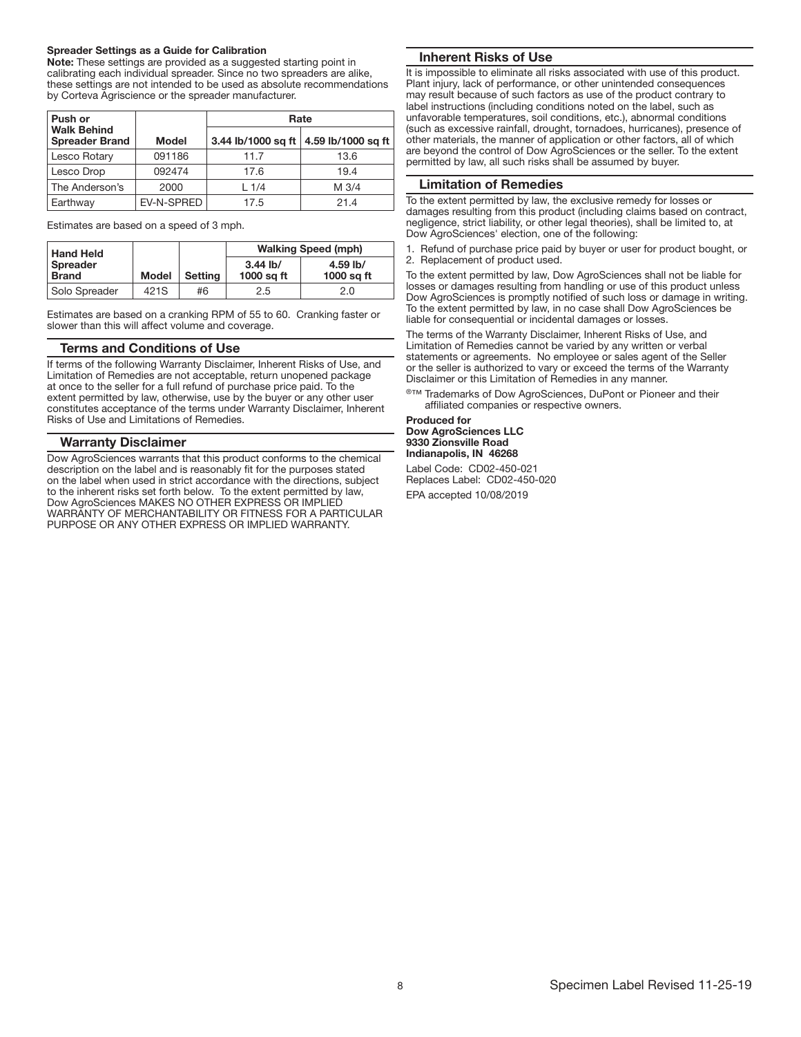**Spreader Settings as a Guide for Calibration**

**Note:** These settings are provided as a suggested starting point in calibrating each individual spreader. Since no two spreaders are alike, these settings are not intended to be used as absolute recommendations by Corteva Agriscience or the spreader manufacturer.

| Push or Walk Behind Spreader Brand | Model | Rate | |
|---|---|---|---|
| | | 3.44 lb/1000 sq ft | 4.59 lb/1000 sq ft |
| Lesco Rotary | 091186 | 11.7 | 13.6 |
| Lesco Drop | 092474 | 17.6 | 19.4 |
| The Anderson's | 2000 | L 1/4 | M 3/4 |
| Earthway | EV-N-SPRED | 17.5 | 21.4 |

Estimates are based on a speed of 3 mph.

| Hand Held Spreader Brand | Model | Setting | Walking Speed (mph) | |
|---|---|---|---|---|
| | | | 3.44 lb/ 1000 sq ft | 4.59 lb/ 1000 sq ft |
| Solo Spreader | 421S | #6 | 2.5 | 2.0 |

Estimates are based on a cranking RPM of 55 to 60. Cranking faster or slower than this will affect volume and coverage.

## Terms and Conditions of Use

If terms of the following Warranty Disclaimer, Inherent Risks of Use, and Limitation of Remedies are not acceptable, return unopened package at once to the seller for a full refund of purchase price paid. To the extent permitted by law, otherwise, use by the buyer or any other user constitutes acceptance of the terms under Warranty Disclaimer, Inherent Risks of Use and Limitations of Remedies.

## Warranty Disclaimer

Dow AgroSciences warrants that this product conforms to the chemical description on the label and is reasonably fit for the purposes stated on the label when used in strict accordance with the directions, subject to the inherent risks set forth below. To the extent permitted by law, Dow AgroSciences MAKES NO OTHER EXPRESS OR IMPLIED WARRANTY OF MERCHANTABILITY OR FITNESS FOR A PARTICULAR PURPOSE OR ANY OTHER EXPRESS OR IMPLIED WARRANTY.

## Inherent Risks of Use

It is impossible to eliminate all risks associated with use of this product. Plant injury, lack of performance, or other unintended consequences may result because of such factors as use of the product contrary to label instructions (including conditions noted on the label, such as unfavorable temperatures, soil conditions, etc.), abnormal conditions (such as excessive rainfall, drought, tornadoes, hurricanes), presence of other materials, the manner of application or other factors, all of which are beyond the control of Dow AgroSciences or the seller. To the extent permitted by law, all such risks shall be assumed by buyer.

## Limitation of Remedies

To the extent permitted by law, the exclusive remedy for losses or damages resulting from this product (including claims based on contract, negligence, strict liability, or other legal theories), shall be limited to, at Dow AgroSciences' election, one of the following:

1. Refund of purchase price paid by buyer or user for product bought, or
2. Replacement of product used.

To the extent permitted by law, Dow AgroSciences shall not be liable for losses or damages resulting from handling or use of this product unless Dow AgroSciences is promptly notified of such loss or damage in writing. To the extent permitted by law, in no case shall Dow AgroSciences be liable for consequential or incidental damages or losses.

The terms of the Warranty Disclaimer, Inherent Risks of Use, and Limitation of Remedies cannot be varied by any written or verbal statements or agreements. No employee or sales agent of the Seller or the seller is authorized to vary or exceed the terms of the Warranty Disclaimer or this Limitation of Remedies in any manner.

®™ Trademarks of Dow AgroSciences, DuPont or Pioneer and their affiliated companies or respective owners.

**Produced for**
**Dow AgroSciences LLC**
**9330 Zionsville Road**
**Indianapolis, IN 46268**

Label Code: CD02-450-021
Replaces Label: CD02-450-020

EPA accepted 10/08/2019